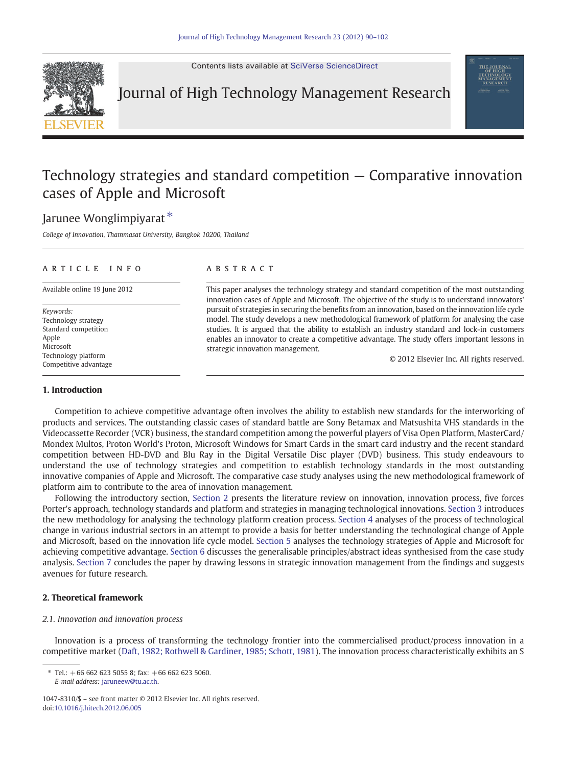# Technology strategies and standard competition — Comparative innovation cases of Apple and Microsoft

Jarunee Wonglimpiyarat *

*College of Innovation, Thammasat University, Bangkok 10200, Thailand*

**ARTICLE INFO**

Available online 19 June 2012

*Keywords:*
Technology strategy
Standard competition
Apple
Microsoft
Technology platform
Competitive advantage

**ABSTRACT**

This paper analyses the technology strategy and standard competition of the most outstanding innovation cases of Apple and Microsoft. The objective of the study is to understand innovators' pursuit of strategies in securing the benefits from an innovation, based on the innovation life cycle model. The study develops a new methodological framework of platform for analysing the case studies. It is argued that the ability to establish an industry standard and lock-in customers enables an innovator to create a competitive advantage. The study offers important lessons in strategic innovation management.

© 2012 Elsevier Inc. All rights reserved.

## 1. Introduction

Competition to achieve competitive advantage often involves the ability to establish new standards for the interworking of products and services. The outstanding classic cases of standard battle are Sony Betamax and Matsushita VHS standards in the Videocassette Recorder (VCR) business, the standard competition among the powerful players of Visa Open Platform, MasterCard/Mondex Multos, Proton World's Proton, Microsoft Windows for Smart Cards in the smart card industry and the recent standard competition between HD-DVD and Blu Ray in the Digital Versatile Disc player (DVD) business. This study endeavours to understand the use of technology strategies and competition to establish technology standards in the most outstanding innovative companies of Apple and Microsoft. The comparative case study analyses using the new methodological framework of platform aim to contribute to the area of innovation management.

Following the introductory section, Section 2 presents the literature review on innovation, innovation process, five forces Porter's approach, technology standards and platform and strategies in managing technological innovations. Section 3 introduces the new methodology for analysing the technology platform creation process. Section 4 analyses of the process of technological change in various industrial sectors in an attempt to provide a basis for better understanding the technological change of Apple and Microsoft, based on the innovation life cycle model. Section 5 analyses the technology strategies of Apple and Microsoft for achieving competitive advantage. Section 6 discusses the generalisable principles/abstract ideas synthesised from the case study analysis. Section 7 concludes the paper by drawing lessons in strategic innovation management from the findings and suggests avenues for future research.

## 2. Theoretical framework

### 2.1. Innovation and innovation process

Innovation is a process of transforming the technology frontier into the commercialised product/process innovation in a competitive market (Daft, 1982; Rothwell & Gardiner, 1985; Schott, 1981). The innovation process characteristically exhibits an S

* Tel.: +66 662 623 5055 8; fax: +66 662 623 5060.
*E-mail address:* jaruneew@tu.ac.th.

1047-8310/$ – see front matter © 2012 Elsevier Inc. All rights reserved.
doi:10.1016/j.hitech.2012.06.005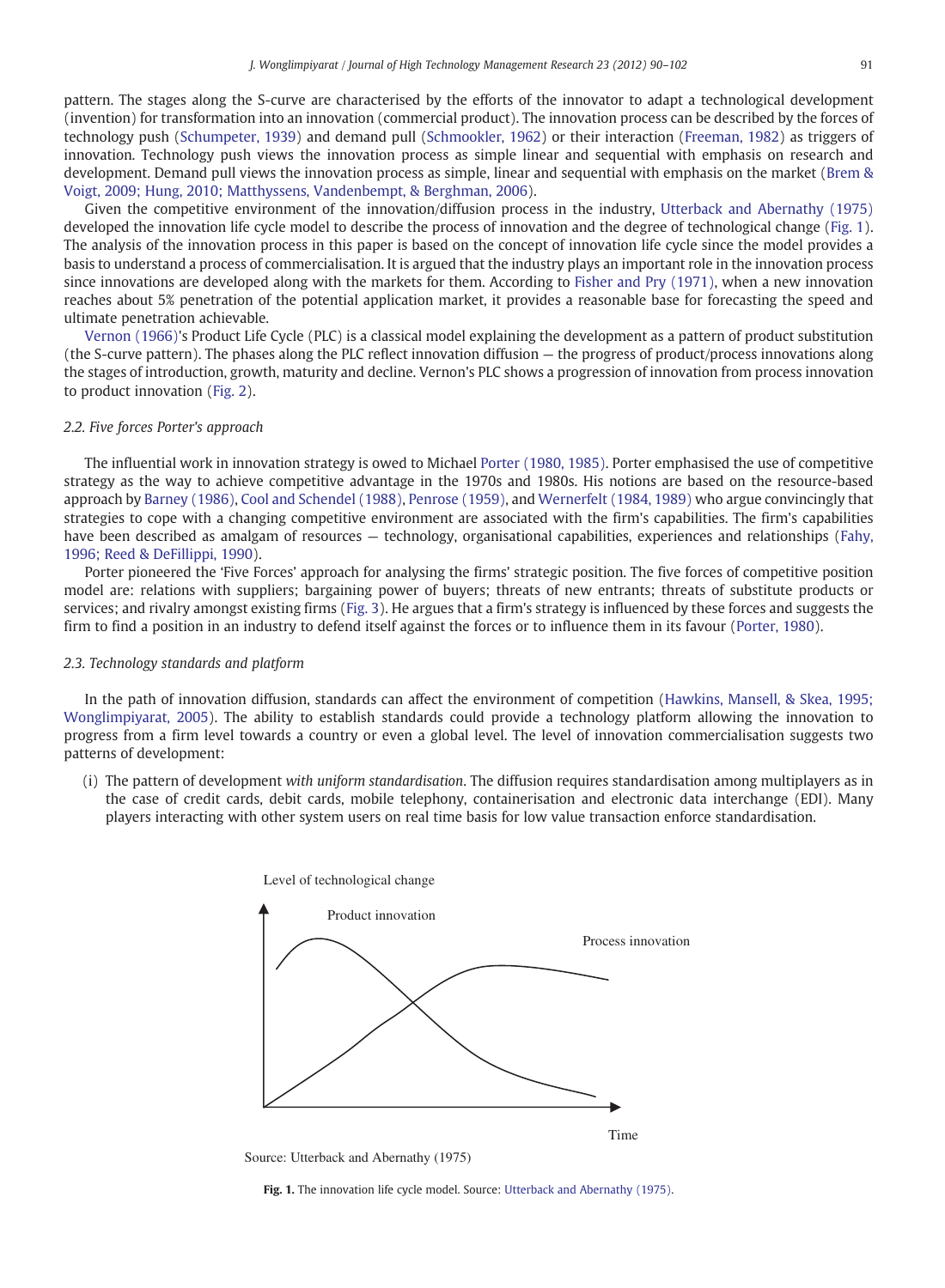pattern. The stages along the S-curve are characterised by the efforts of the innovator to adapt a technological development (invention) for transformation into an innovation (commercial product). The innovation process can be described by the forces of technology push (Schumpeter, 1939) and demand pull (Schmookler, 1962) or their interaction (Freeman, 1982) as triggers of innovation. Technology push views the innovation process as simple linear and sequential with emphasis on research and development. Demand pull views the innovation process as simple, linear and sequential with emphasis on the market (Brem & Voigt, 2009; Hung, 2010; Matthyssens, Vandenbempt, & Berghman, 2006).

Given the competitive environment of the innovation/diffusion process in the industry, Utterback and Abernathy (1975) developed the innovation life cycle model to describe the process of innovation and the degree of technological change (Fig. 1). The analysis of the innovation process in this paper is based on the concept of innovation life cycle since the model provides a basis to understand a process of commercialisation. It is argued that the industry plays an important role in the innovation process since innovations are developed along with the markets for them. According to Fisher and Pry (1971), when a new innovation reaches about 5% penetration of the potential application market, it provides a reasonable base for forecasting the speed and ultimate penetration achievable.

Vernon (1966)'s Product Life Cycle (PLC) is a classical model explaining the development as a pattern of product substitution (the S-curve pattern). The phases along the PLC reflect innovation diffusion — the progress of product/process innovations along the stages of introduction, growth, maturity and decline. Vernon's PLC shows a progression of innovation from process innovation to product innovation (Fig. 2).

### 2.2. Five forces Porter's approach

The influential work in innovation strategy is owed to Michael Porter (1980, 1985). Porter emphasised the use of competitive strategy as the way to achieve competitive advantage in the 1970s and 1980s. His notions are based on the resource-based approach by Barney (1986), Cool and Schendel (1988), Penrose (1959), and Wernerfelt (1984, 1989) who argue convincingly that strategies to cope with a changing competitive environment are associated with the firm's capabilities. The firm's capabilities have been described as amalgam of resources — technology, organisational capabilities, experiences and relationships (Fahy, 1996; Reed & DeFillippi, 1990).

Porter pioneered the 'Five Forces' approach for analysing the firms' strategic position. The five forces of competitive position model are: relations with suppliers; bargaining power of buyers; threats of new entrants; threats of substitute products or services; and rivalry amongst existing firms (Fig. 3). He argues that a firm's strategy is influenced by these forces and suggests the firm to find a position in an industry to defend itself against the forces or to influence them in its favour (Porter, 1980).

### 2.3. Technology standards and platform

In the path of innovation diffusion, standards can affect the environment of competition (Hawkins, Mansell, & Skea, 1995; Wonglimpiyarat, 2005). The ability to establish standards could provide a technology platform allowing the innovation to progress from a firm level towards a country or even a global level. The level of innovation commercialisation suggests two patterns of development:

(i) The pattern of development *with uniform standardisation*. The diffusion requires standardisation among multiplayers as in the case of credit cards, debit cards, mobile telephony, containerisation and electronic data interchange (EDI). Many players interacting with other system users on real time basis for low value transaction enforce standardisation.

Level of technological change

Product innovation

Process innovation

Time

Source: Utterback and Abernathy (1975)

**Fig. 1.** The innovation life cycle model. Source: Utterback and Abernathy (1975).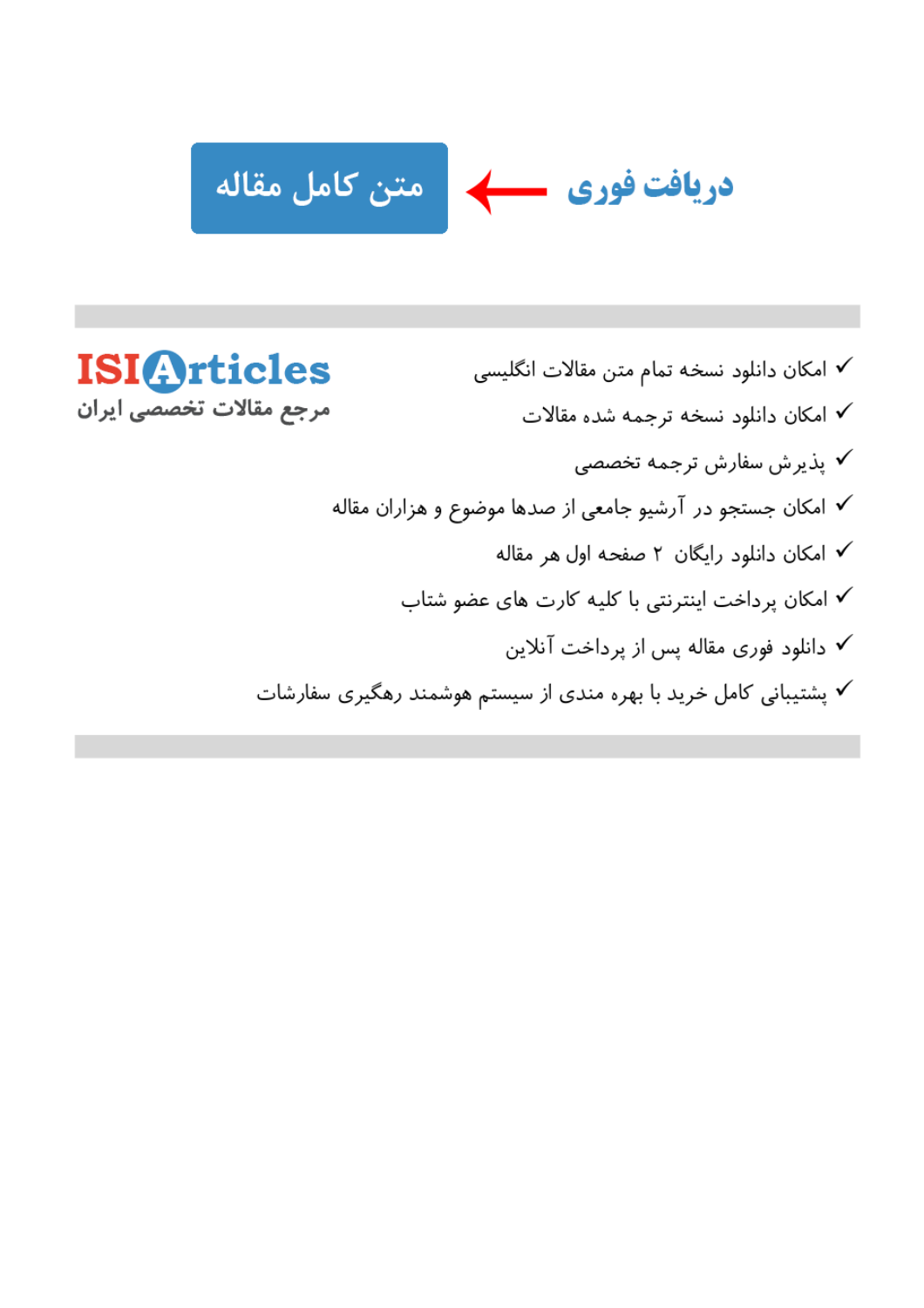دریافت فوری ← **متن کامل مقاله**

**ISIArticles**
مرجع مقالات تخصصی ایران

- ✓ امکان دانلود نسخه تمام متن مقالات انگلیسی
- ✓ امکان دانلود نسخه ترجمه شده مقالات
- ✓ پذیرش سفارش ترجمه تخصصی
- ✓ امکان جستجو در آرشیو جامعی از صدها موضوع و هزاران مقاله
- ✓ امکان دانلود رایگان ۲ صفحه اول هر مقاله
- ✓ امکان پرداخت اینترنتی با کلیه کارت های عضو شتاب
- ✓ دانلود فوری مقاله پس از پرداخت آنلاین
- ✓ پشتیبانی کامل خرید با بهره مندی از سیستم هوشمند رهگیری سفارشات